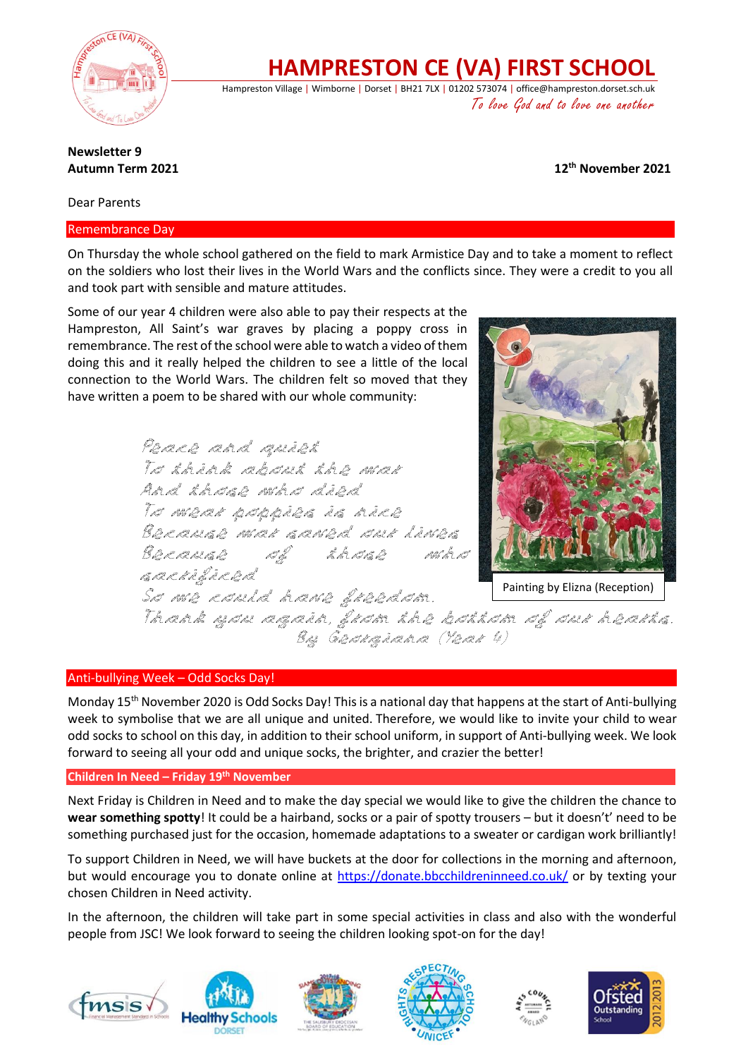# HAMPRESTON CE (VA) FIRST SCHOOL

Hampreston Village | Wimborne | Dorset | BH21 7LX | 01202 573074 | office@hampreston.dorset.sch.uk

*To love God and to love one another*

**Newsletter 9**
**Autumn Term 2021**

**12th November 2021**

Dear Parents

## Remembrance Day

On Thursday the whole school gathered on the field to mark Armistice Day and to take a moment to reflect on the soldiers who lost their lives in the World Wars and the conflicts since. They were a credit to you all and took part with sensible and mature attitudes.

Some of our year 4 children were also able to pay their respects at the Hampreston, All Saint's war graves by placing a poppy cross in remembrance. The rest of the school were able to watch a video of them doing this and it really helped the children to see a little of the local connection to the World Wars. The children felt so moved that they have written a poem to be shared with our whole community:

*Peace and quiet*
*To think about the war*
*And those who died*
*To wear poppies is nice*
*Because war saved our lives*
*Because of those who sacrificed*
*So we could have freedom.*
*Thank you again, from the bottom of our hearts.*
*By Georgiana (Year 4)*

Painting by Elizna (Reception)

## Anti-bullying Week – Odd Socks Day!

Monday 15th November 2020 is Odd Socks Day! This is a national day that happens at the start of Anti-bullying week to symbolise that we are all unique and united. Therefore, we would like to invite your child to wear odd socks to school on this day, in addition to their school uniform, in support of Anti-bullying week. We look forward to seeing all your odd and unique socks, the brighter, and crazier the better!

## Children In Need – Friday 19th November

Next Friday is Children in Need and to make the day special we would like to give the children the chance to **wear something spotty**! It could be a hairband, socks or a pair of spotty trousers – but it doesn't' need to be something purchased just for the occasion, homemade adaptations to a sweater or cardigan work brilliantly!

To support Children in Need, we will have buckets at the door for collections in the morning and afternoon, but would encourage you to donate online at https://donate.bbcchildreninneed.co.uk/ or by texting your chosen Children in Need activity.

In the afternoon, the children will take part in some special activities in class and also with the wonderful people from JSC! We look forward to seeing the children looking spot-on for the day!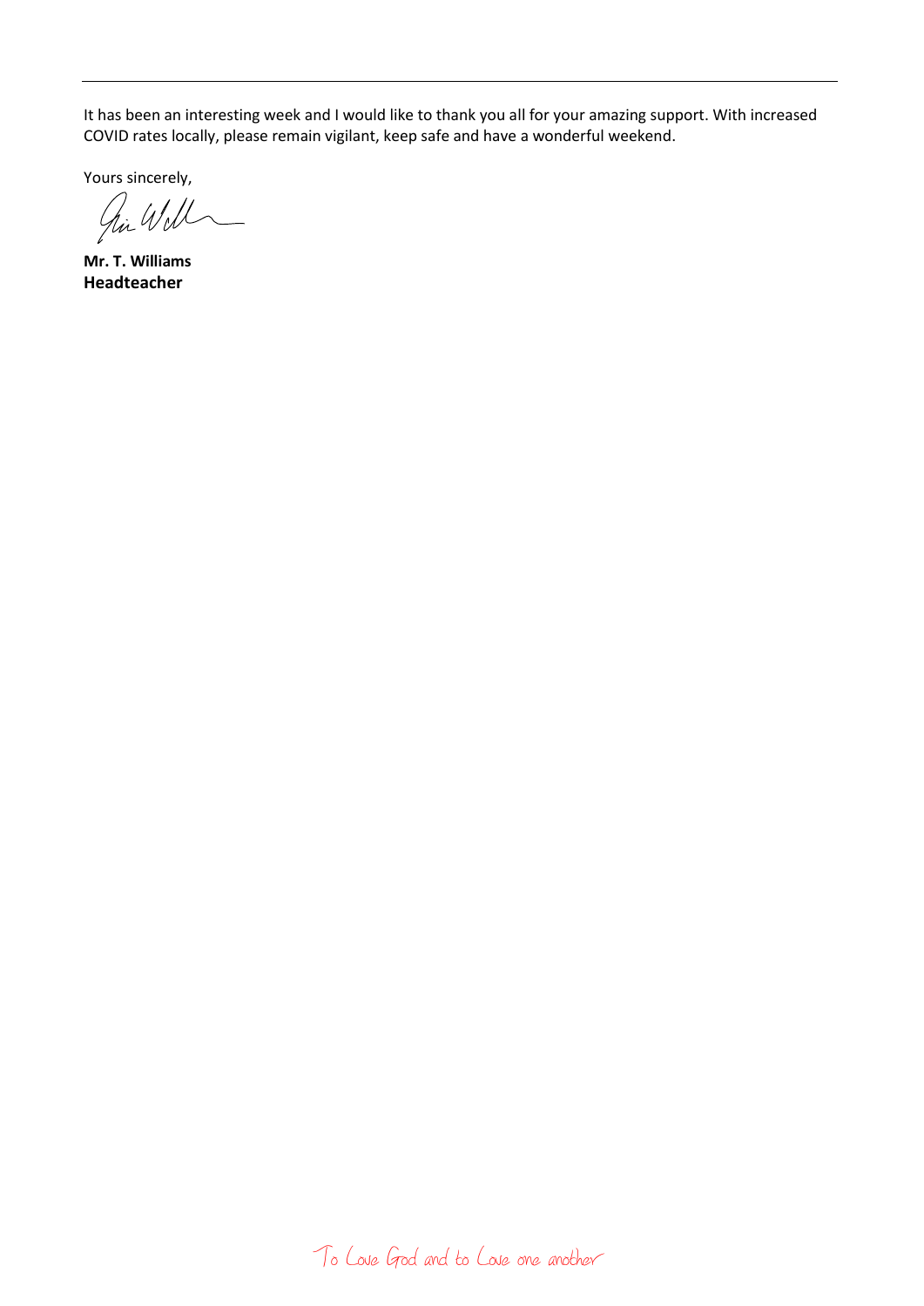It has been an interesting week and I would like to thank you all for your amazing support. With increased COVID rates locally, please remain vigilant, keep safe and have a wonderful weekend.

Yours sincerely,

**Mr. T. Williams**
**Headteacher**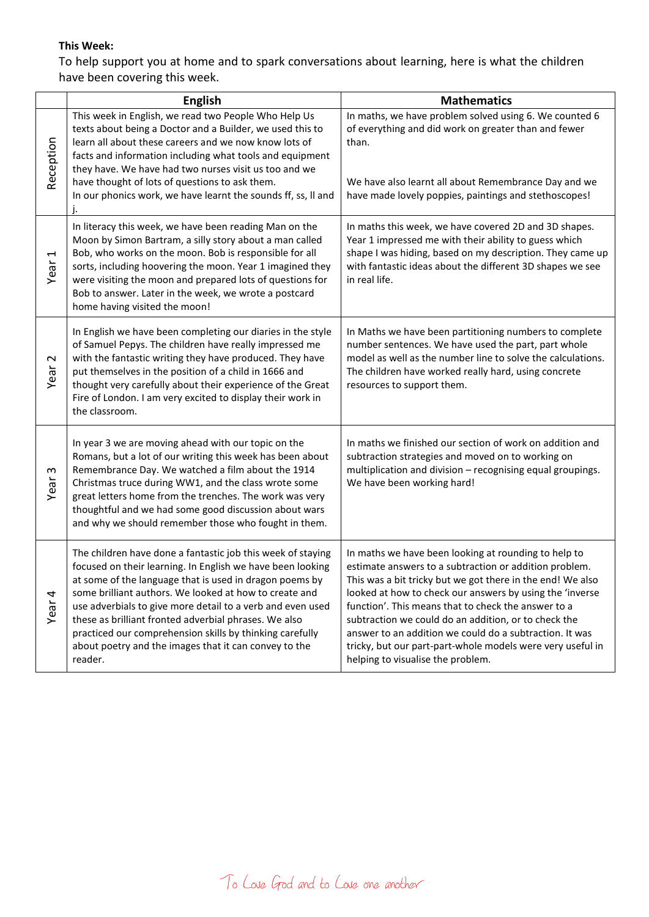**This Week:**

To help support you at home and to spark conversations about learning, here is what the children have been covering this week.

| | English | Mathematics |
|---|---|---|
| Reception | This week in English, we read two People Who Help Us texts about being a Doctor and a Builder, we used this to learn all about these careers and we now know lots of facts and information including what tools and equipment they have. We have had two nurses visit us too and we have thought of lots of questions to ask them. In our phonics work, we have learnt the sounds ff, ss, ll and j. | In maths, we have problem solved using 6. We counted 6 of everything and did work on greater than and fewer than. We have also learnt all about Remembrance Day and we have made lovely poppies, paintings and stethoscopes! |
| Year 1 | In literacy this week, we have been reading Man on the Moon by Simon Bartram, a silly story about a man called Bob, who works on the moon. Bob is responsible for all sorts, including hoovering the moon. Year 1 imagined they were visiting the moon and prepared lots of questions for Bob to answer. Later in the week, we wrote a postcard home having visited the moon! | In maths this week, we have covered 2D and 3D shapes. Year 1 impressed me with their ability to guess which shape I was hiding, based on my description. They came up with fantastic ideas about the different 3D shapes we see in real life. |
| Year 2 | In English we have been completing our diaries in the style of Samuel Pepys. The children have really impressed me with the fantastic writing they have produced. They have put themselves in the position of a child in 1666 and thought very carefully about their experience of the Great Fire of London. I am very excited to display their work in the classroom. | In Maths we have been partitioning numbers to complete number sentences. We have used the part, part whole model as well as the number line to solve the calculations. The children have worked really hard, using concrete resources to support them. |
| Year 3 | In year 3 we are moving ahead with our topic on the Romans, but a lot of our writing this week has been about Remembrance Day. We watched a film about the 1914 Christmas truce during WW1, and the class wrote some great letters home from the trenches. The work was very thoughtful and we had some good discussion about wars and why we should remember those who fought in them. | In maths we finished our section of work on addition and subtraction strategies and moved on to working on multiplication and division – recognising equal groupings. We have been working hard! |
| Year 4 | The children have done a fantastic job this week of staying focused on their learning. In English we have been looking at some of the language that is used in dragon poems by some brilliant authors. We looked at how to create and use adverbials to give more detail to a verb and even used these as brilliant fronted adverbial phrases. We also practiced our comprehension skills by thinking carefully about poetry and the images that it can convey to the reader. | In maths we have been looking at rounding to help to estimate answers to a subtraction or addition problem. This was a bit tricky but we got there in the end! We also looked at how to check our answers by using the 'inverse function'. This means that to check the answer to a subtraction we could do an addition, or to check the answer to an addition we could do a subtraction. It was tricky, but our part-part-whole models were very useful in helping to visualise the problem. |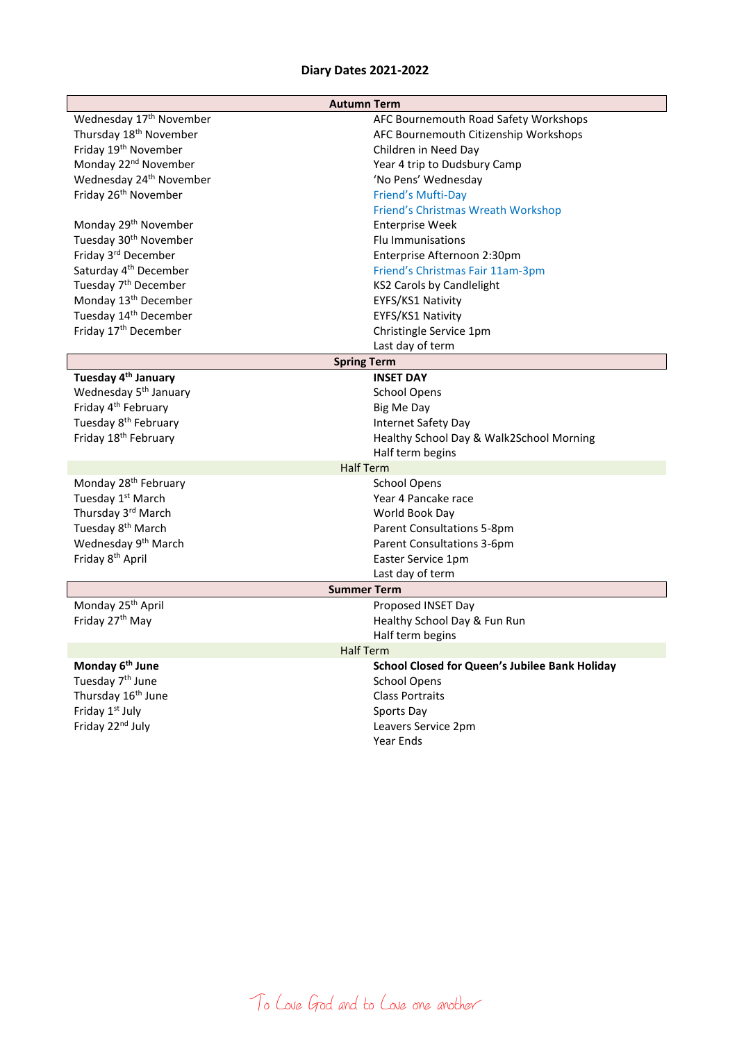**Diary Dates 2021-2022**

| | |
|---|---|
| **Autumn Term** | |
| Wednesday 17th November | AFC Bournemouth Road Safety Workshops |
| Thursday 18th November | AFC Bournemouth Citizenship Workshops |
| Friday 19th November | Children in Need Day |
| Monday 22nd November | Year 4 trip to Dudsbury Camp |
| Wednesday 24th November | 'No Pens' Wednesday |
| Friday 26th November | Friend's Mufti-Day |
| | Friend's Christmas Wreath Workshop |
| Monday 29th November | Enterprise Week |
| Tuesday 30th November | Flu Immunisations |
| Friday 3rd December | Enterprise Afternoon 2:30pm |
| Saturday 4th December | Friend's Christmas Fair 11am-3pm |
| Tuesday 7th December | KS2 Carols by Candlelight |
| Monday 13th December | EYFS/KS1 Nativity |
| Tuesday 14th December | EYFS/KS1 Nativity |
| Friday 17th December | Christingle Service 1pm |
| | Last day of term |
| **Spring Term** | |
| **Tuesday 4th January** | **INSET DAY** |
| Wednesday 5th January | School Opens |
| Friday 4th February | Big Me Day |
| Tuesday 8th February | Internet Safety Day |
| Friday 18th February | Healthy School Day & Walk2School Morning |
| | Half term begins |
| Half Term | |
| Monday 28th February | School Opens |
| Tuesday 1st March | Year 4 Pancake race |
| Thursday 3rd March | World Book Day |
| Tuesday 8th March | Parent Consultations 5-8pm |
| Wednesday 9th March | Parent Consultations 3-6pm |
| Friday 8th April | Easter Service 1pm |
| | Last day of term |
| **Summer Term** | |
| Monday 25th April | Proposed INSET Day |
| Friday 27th May | Healthy School Day & Fun Run |
| | Half term begins |
| Half Term | |
| **Monday 6th June** | **School Closed for Queen's Jubilee Bank Holiday** |
| Tuesday 7th June | School Opens |
| Thursday 16th June | Class Portraits |
| Friday 1st July | Sports Day |
| Friday 22nd July | Leavers Service 2pm |
| | Year Ends |

To Love God and to Love one another